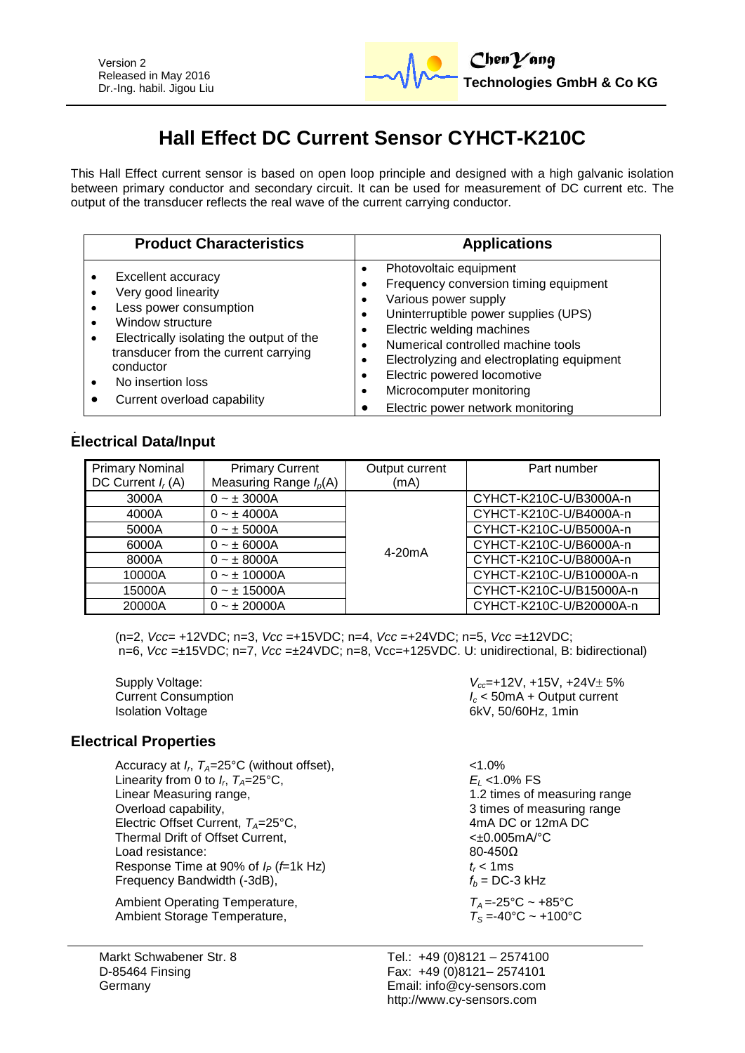Version 2
Released in May 2016
Dr.-Ing. habil. Jigou Liu

ChenYang
Technologies GmbH & Co KG

# Hall Effect DC Current Sensor CYHCT-K210C

This Hall Effect current sensor is based on open loop principle and designed with a high galvanic isolation between primary conductor and secondary circuit. It can be used for measurement of DC current etc. The output of the transducer reflects the real wave of the current carrying conductor.

| Product Characteristics | Applications |
|---|---|
| • Excellent accuracy<br>• Very good linearity<br>• Less power consumption<br>• Window structure<br>• Electrically isolating the output of the transducer from the current carrying conductor<br>• No insertion loss<br>• Current overload capability | • Photovoltaic equipment<br>• Frequency conversion timing equipment<br>• Various power supply<br>• Uninterruptible power supplies (UPS)<br>• Electric welding machines<br>• Numerical controlled machine tools<br>• Electrolyzing and electroplating equipment<br>• Electric powered locomotive<br>• Microcomputer monitoring<br>• Electric power network monitoring |

## Electrical Data/Input

| Primary Nominal DC Current $I_r$ (A) | Primary Current Measuring Range $I_p$(A) | Output current (mA) | Part number |
|---|---|---|---|
| 3000A | 0 ~ ± 3000A | 4-20mA | CYHCT-K210C-U/B3000A-n |
| 4000A | 0 ~ ± 4000A | | CYHCT-K210C-U/B4000A-n |
| 5000A | 0 ~ ± 5000A | | CYHCT-K210C-U/B5000A-n |
| 6000A | 0 ~ ± 6000A | | CYHCT-K210C-U/B6000A-n |
| 8000A | 0 ~ ± 8000A | | CYHCT-K210C-U/B8000A-n |
| 10000A | 0 ~ ± 10000A | | CYHCT-K210C-U/B10000A-n |
| 15000A | 0 ~ ± 15000A | | CYHCT-K210C-U/B15000A-n |
| 20000A | 0 ~ ± 20000A | | CYHCT-K210C-U/B20000A-n |

(n=2, *Vcc*= +12VDC; n=3, *Vcc* =+15VDC; n=4, *Vcc* =+24VDC; n=5, *Vcc* =±12VDC; n=6, *Vcc* =±15VDC; n=7, *Vcc* =±24VDC; n=8, Vcc=+125VDC. U: unidirectional, B: bidirectional)

| | |
|---|---|
| Supply Voltage: | $V_{cc}$=+12V, +15V, +24V± 5% |
| Current Consumption | $I_c$ < 50mA + Output current |
| Isolation Voltage | 6kV, 50/60Hz, 1min |

## Electrical Properties

| | |
|---|---|
| Accuracy at $I_r$, $T_A$=25°C (without offset), | <1.0% |
| Linearity from 0 to $I_r$, $T_A$=25°C, | $E_L$ <1.0% FS |
| Linear Measuring range, | 1.2 times of measuring range |
| Overload capability, | 3 times of measuring range |
| Electric Offset Current, $T_A$=25°C, | 4mA DC or 12mA DC |
| Thermal Drift of Offset Current, | <±0.005mA/°C |
| Load resistance: | 80-450Ω |
| Response Time at 90% of $I_P$ ($f$=1k Hz) | $t_r$ < 1ms |
| Frequency Bandwidth (-3dB), | $f_b$ = DC-3 kHz |
| Ambient Operating Temperature, | $T_A$ =-25°C ~ +85°C |
| Ambient Storage Temperature, | $T_S$ =-40°C ~ +100°C |

Markt Schwabener Str. 8
D-85464 Finsing
Germany

Tel.: +49 (0)8121 – 2574100
Fax: +49 (0)8121– 2574101
Email: info@cy-sensors.com
http://www.cy-sensors.com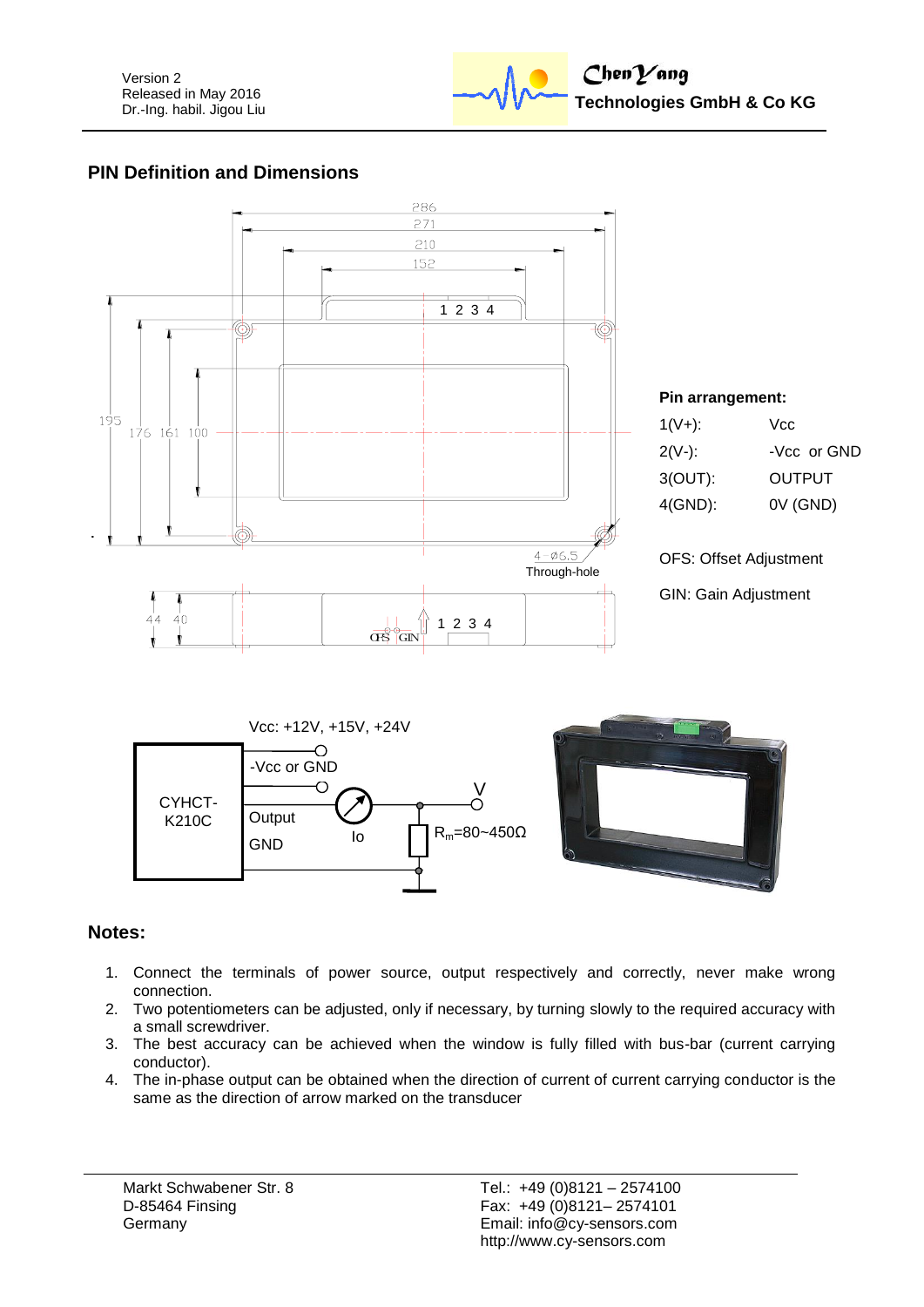## PIN Definition and Dimensions

286
271
210
152
1 2 3 4
195
176 161 100
4 – ø6.5
Through-hole
44 40
OFS GIN
1 2 3 4

**Pin arrangement:**

| | |
|---|---|
| 1(V+): | Vcc |
| 2(V-): | -Vcc or GND |
| 3(OUT): | OUTPUT |
| 4(GND): | 0V (GND) |

OFS: Offset Adjustment

GIN: Gain Adjustment

Vcc: +12V, +15V, +24V
-Vcc or GND
CYHCT-K210C
Output
GND
Io
V
$R_m$=80~450Ω

## Notes:

1. Connect the terminals of power source, output respectively and correctly, never make wrong connection.
2. Two potentiometers can be adjusted, only if necessary, by turning slowly to the required accuracy with a small screwdriver.
3. The best accuracy can be achieved when the window is fully filled with bus-bar (current carrying conductor).
4. The in-phase output can be obtained when the direction of current of current carrying conductor is the same as the direction of arrow marked on the transducer

Markt Schwabener Str. 8
D-85464 Finsing
Germany

Tel.: +49 (0)8121 – 2574100
Fax: +49 (0)8121– 2574101
Email: info@cy-sensors.com
http://www.cy-sensors.com